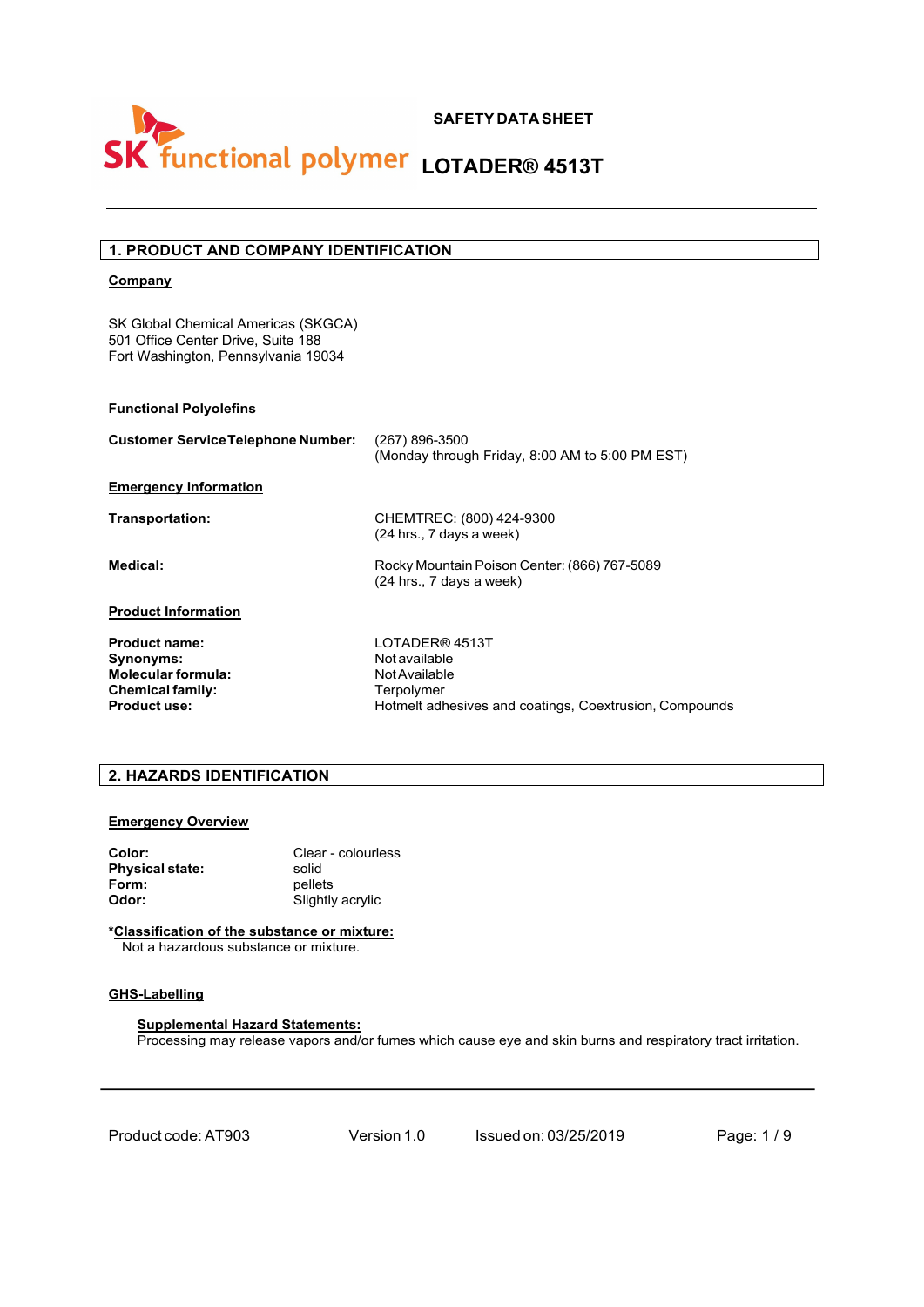SK functional polymer

**SAFETY DATA SHEET**

# LOTADER® 4513T

## 1. PRODUCT AND COMPANY IDENTIFICATION

**Company**

SK Global Chemical Americas (SKGCA)
501 Office Center Drive, Suite 188
Fort Washington, Pennsylvania 19034

**Functional Polyolefins**

| | |
|---|---|
| **Customer Service Telephone Number:** | (267) 896-3500<br>(Monday through Friday, 8:00 AM to 5:00 PM EST) |

**Emergency Information**

| | |
|---|---|
| **Transportation:** | CHEMTREC: (800) 424-9300<br>(24 hrs., 7 days a week) |
| **Medical:** | Rocky Mountain Poison Center: (866) 767-5089<br>(24 hrs., 7 days a week) |

**Product Information**

| | |
|---|---|
| **Product name:** | LOTADER® 4513T |
| **Synonyms:** | Not available |
| **Molecular formula:** | Not Available |
| **Chemical family:** | Terpolymer |
| **Product use:** | Hotmelt adhesives and coatings, Coextrusion, Compounds |

## 2. HAZARDS IDENTIFICATION

**Emergency Overview**

| | |
|---|---|
| **Color:** | Clear - colourless |
| **Physical state:** | solid |
| **Form:** | pellets |
| **Odor:** | Slightly acrylic |

***Classification of the substance or mixture:**
Not a hazardous substance or mixture.

**GHS-Labelling**

**Supplemental Hazard Statements:**
Processing may release vapors and/or fumes which cause eye and skin burns and respiratory tract irritation.

Product code: AT903 Version 1.0 Issued on: 03/25/2019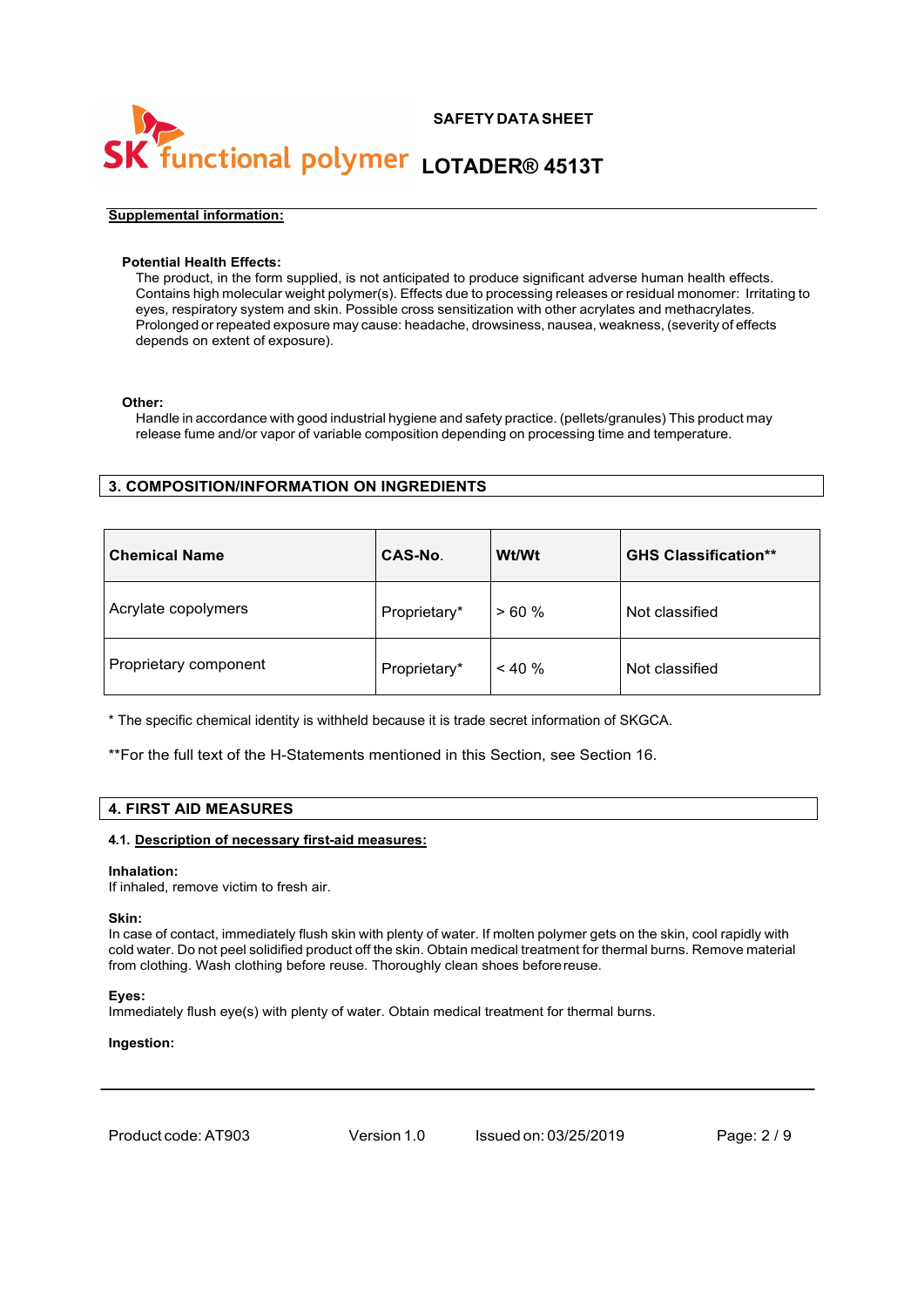**Supplemental information:**

**Potential Health Effects:**

The product, in the form supplied, is not anticipated to produce significant adverse human health effects. Contains high molecular weight polymer(s). Effects due to processing releases or residual monomer: Irritating to eyes, respiratory system and skin. Possible cross sensitization with other acrylates and methacrylates. Prolonged or repeated exposure may cause: headache, drowsiness, nausea, weakness, (severity of effects depends on extent of exposure).

**Other:**

Handle in accordance with good industrial hygiene and safety practice. (pellets/granules) This product may release fume and/or vapor of variable composition depending on processing time and temperature.

## 3. COMPOSITION/INFORMATION ON INGREDIENTS

| Chemical Name | CAS-No. | Wt/Wt | GHS Classification** |
|---|---|---|---|
| Acrylate copolymers | Proprietary* | > 60 % | Not classified |
| Proprietary component | Proprietary* | < 40 % | Not classified |

* The specific chemical identity is withheld because it is trade secret information of SKGCA.

**For the full text of the H-Statements mentioned in this Section, see Section 16.

## 4. FIRST AID MEASURES

### 4.1. Description of necessary first-aid measures:

**Inhalation:**

If inhaled, remove victim to fresh air.

**Skin:**

In case of contact, immediately flush skin with plenty of water. If molten polymer gets on the skin, cool rapidly with cold water. Do not peel solidified product off the skin. Obtain medical treatment for thermal burns. Remove material from clothing. Wash clothing before reuse. Thoroughly clean shoes before reuse.

**Eyes:**

Immediately flush eye(s) with plenty of water. Obtain medical treatment for thermal burns.

**Ingestion:**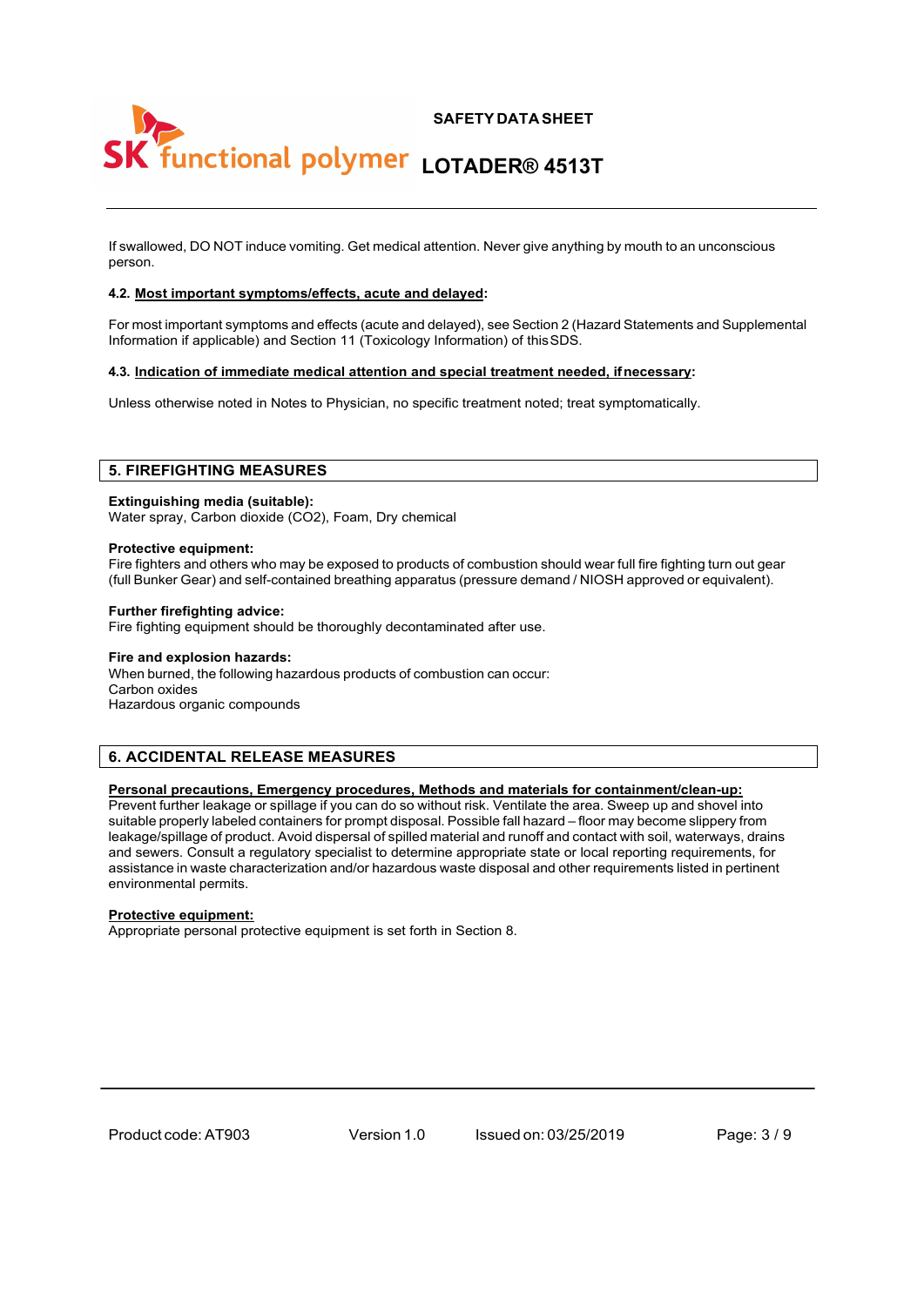If swallowed, DO NOT induce vomiting. Get medical attention. Never give anything by mouth to an unconscious person.

**4.2. Most important symptoms/effects, acute and delayed:**

For most important symptoms and effects (acute and delayed), see Section 2 (Hazard Statements and Supplemental Information if applicable) and Section 11 (Toxicology Information) of this SDS.

**4.3. Indication of immediate medical attention and special treatment needed, if necessary:**

Unless otherwise noted in Notes to Physician, no specific treatment noted; treat symptomatically.

## 5. FIREFIGHTING MEASURES

**Extinguishing media (suitable):**
Water spray, Carbon dioxide ($CO_2$), Foam, Dry chemical

**Protective equipment:**
Fire fighters and others who may be exposed to products of combustion should wear full fire fighting turn out gear (full Bunker Gear) and self-contained breathing apparatus (pressure demand / NIOSH approved or equivalent).

**Further firefighting advice:**
Fire fighting equipment should be thoroughly decontaminated after use.

**Fire and explosion hazards:**
When burned, the following hazardous products of combustion can occur:
Carbon oxides
Hazardous organic compounds

## 6. ACCIDENTAL RELEASE MEASURES

**Personal precautions, Emergency procedures, Methods and materials for containment/clean-up:**
Prevent further leakage or spillage if you can do so without risk. Ventilate the area. Sweep up and shovel into suitable properly labeled containers for prompt disposal. Possible fall hazard – floor may become slippery from leakage/spillage of product. Avoid dispersal of spilled material and runoff and contact with soil, waterways, drains and sewers. Consult a regulatory specialist to determine appropriate state or local reporting requirements, for assistance in waste characterization and/or hazardous waste disposal and other requirements listed in pertinent environmental permits.

**Protective equipment:**
Appropriate personal protective equipment is set forth in Section 8.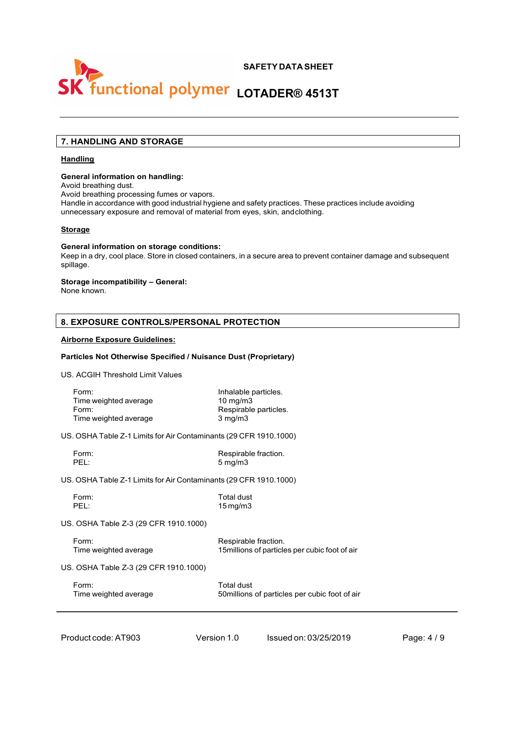## 7. HANDLING AND STORAGE

### Handling

**General information on handling:**
Avoid breathing dust.
Avoid breathing processing fumes or vapors.
Handle in accordance with good industrial hygiene and safety practices. These practices include avoiding unnecessary exposure and removal of material from eyes, skin, andclothing.

### Storage

**General information on storage conditions:**
Keep in a dry, cool place. Store in closed containers, in a secure area to prevent container damage and subsequent spillage.

**Storage incompatibility – General:**
None known.

## 8. EXPOSURE CONTROLS/PERSONAL PROTECTION

### Airborne Exposure Guidelines:

**Particles Not Otherwise Specified / Nuisance Dust (Proprietary)**

US. ACGIH Threshold Limit Values

| | |
|---|---|
| Form: | Inhalable particles. |
| Time weighted average | 10 mg/m3 |
| Form: | Respirable particles. |
| Time weighted average | 3 mg/m3 |

US. OSHA Table Z-1 Limits for Air Contaminants (29 CFR 1910.1000)

| | |
|---|---|
| Form: | Respirable fraction. |
| PEL: | 5 mg/m3 |

US. OSHA Table Z-1 Limits for Air Contaminants (29 CFR 1910.1000)

| | |
|---|---|
| Form: | Total dust |
| PEL: | 15 mg/m3 |

US. OSHA Table Z-3 (29 CFR 1910.1000)

| | |
|---|---|
| Form: | Respirable fraction. |
| Time weighted average | 15millions of particles per cubic foot of air |

US. OSHA Table Z-3 (29 CFR 1910.1000)

| | |
|---|---|
| Form: | Total dust |
| Time weighted average | 50millions of particles per cubic foot of air |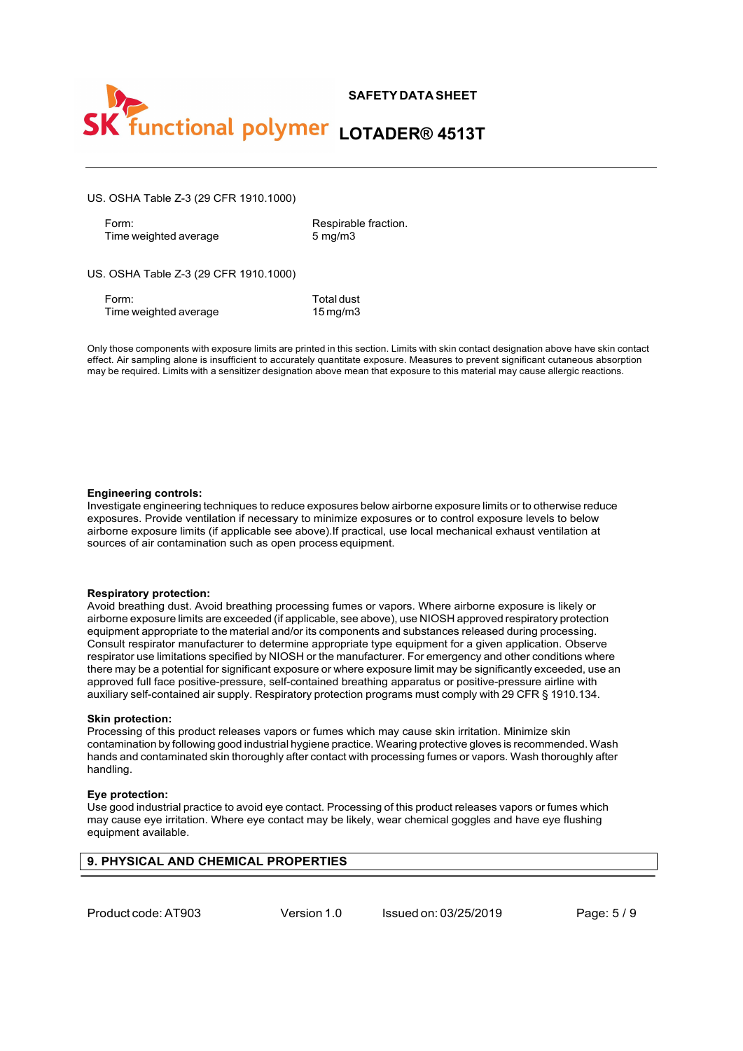US. OSHA Table Z-3 (29 CFR 1910.1000)

| Form: | Respirable fraction. |
| --- | --- |
| Time weighted average | 5 mg/m3 |

US. OSHA Table Z-3 (29 CFR 1910.1000)

| Form: | Total dust |
| --- | --- |
| Time weighted average | 15 mg/m3 |

Only those components with exposure limits are printed in this section. Limits with skin contact designation above have skin contact effect. Air sampling alone is insufficient to accurately quantitate exposure. Measures to prevent significant cutaneous absorption may be required. Limits with a sensitizer designation above mean that exposure to this material may cause allergic reactions.

**Engineering controls:**
Investigate engineering techniques to reduce exposures below airborne exposure limits or to otherwise reduce exposures. Provide ventilation if necessary to minimize exposures or to control exposure levels to below airborne exposure limits (if applicable see above).If practical, use local mechanical exhaust ventilation at sources of air contamination such as open process equipment.

**Respiratory protection:**
Avoid breathing dust. Avoid breathing processing fumes or vapors. Where airborne exposure is likely or airborne exposure limits are exceeded (if applicable, see above), use NIOSH approved respiratory protection equipment appropriate to the material and/or its components and substances released during processing. Consult respirator manufacturer to determine appropriate type equipment for a given application. Observe respirator use limitations specified by NIOSH or the manufacturer. For emergency and other conditions where there may be a potential for significant exposure or where exposure limit may be significantly exceeded, use an approved full face positive-pressure, self-contained breathing apparatus or positive-pressure airline with auxiliary self-contained air supply. Respiratory protection programs must comply with 29 CFR § 1910.134.

**Skin protection:**
Processing of this product releases vapors or fumes which may cause skin irritation. Minimize skin contamination by following good industrial hygiene practice. Wearing protective gloves is recommended. Wash hands and contaminated skin thoroughly after contact with processing fumes or vapors. Wash thoroughly after handling.

**Eye protection:**
Use good industrial practice to avoid eye contact. Processing of this product releases vapors or fumes which may cause eye irritation. Where eye contact may be likely, wear chemical goggles and have eye flushing equipment available.

## 9. PHYSICAL AND CHEMICAL PROPERTIES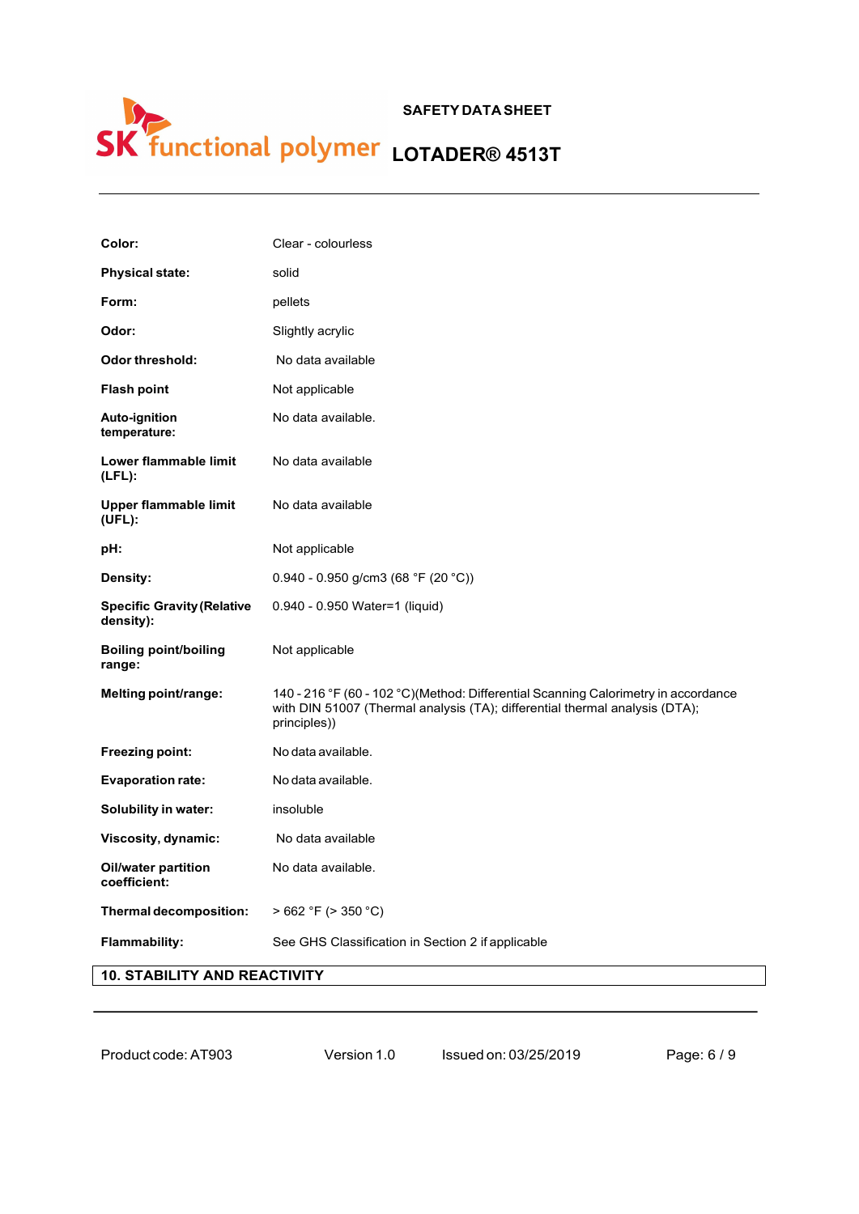| | |
|---|---|
| **Color:** | Clear - colourless |
| **Physical state:** | solid |
| **Form:** | pellets |
| **Odor:** | Slightly acrylic |
| **Odor threshold:** | No data available |
| **Flash point** | Not applicable |
| **Auto-ignition temperature:** | No data available. |
| **Lower flammable limit (LFL):** | No data available |
| **Upper flammable limit (UFL):** | No data available |
| **pH:** | Not applicable |
| **Density:** | 0.940 - 0.950 g/cm3 (68 °F (20 °C)) |
| **Specific Gravity (Relative density):** | 0.940 - 0.950 Water=1 (liquid) |
| **Boiling point/boiling range:** | Not applicable |
| **Melting point/range:** | 140 - 216 °F (60 - 102 °C)(Method: Differential Scanning Calorimetry in accordance with DIN 51007 (Thermal analysis (TA); differential thermal analysis (DTA); principles)) |
| **Freezing point:** | No data available. |
| **Evaporation rate:** | No data available. |
| **Solubility in water:** | insoluble |
| **Viscosity, dynamic:** | No data available |
| **Oil/water partition coefficient:** | No data available. |
| **Thermal decomposition:** | > 662 °F (> 350 °C) |
| **Flammability:** | See GHS Classification in Section 2 if applicable |

## 10. STABILITY AND REACTIVITY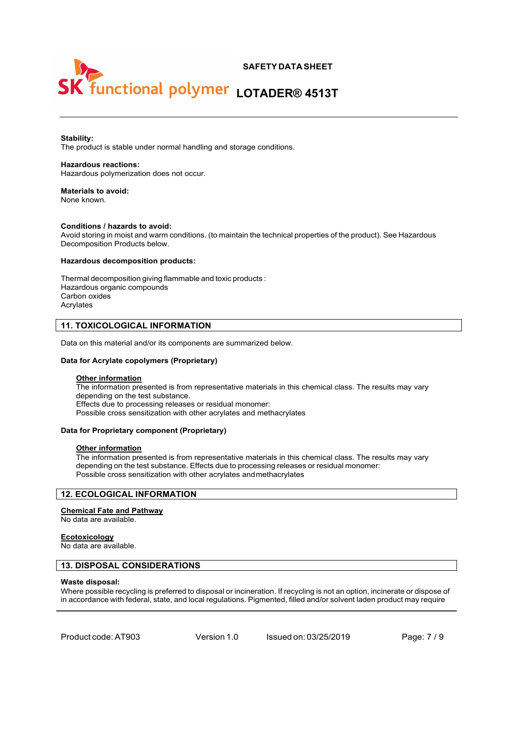**Stability:**
The product is stable under normal handling and storage conditions.

**Hazardous reactions:**
Hazardous polymerization does not occur.

**Materials to avoid:**
None known.

**Conditions / hazards to avoid:**
Avoid storing in moist and warm conditions. (to maintain the technical properties of the product). See Hazardous Decomposition Products below.

**Hazardous decomposition products:**

Thermal decomposition giving flammable and toxic products :
Hazardous organic compounds
Carbon oxides
Acrylates

## 11. TOXICOLOGICAL INFORMATION

Data on this material and/or its components are summarized below.

**Data for Acrylate copolymers (Proprietary)**

**Other information**
The information presented is from representative materials in this chemical class. The results may vary depending on the test substance.
Effects due to processing releases or residual monomer:
Possible cross sensitization with other acrylates and methacrylates

**Data for Proprietary component (Proprietary)**

**Other information**
The information presented is from representative materials in this chemical class. The results may vary depending on the test substance. Effects due to processing releases or residual monomer:
Possible cross sensitization with other acrylates and methacrylates

## 12. ECOLOGICAL INFORMATION

**Chemical Fate and Pathway**
No data are available.

**Ecotoxicology**
No data are available.

## 13. DISPOSAL CONSIDERATIONS

**Waste disposal:**
Where possible recycling is preferred to disposal or incineration. If recycling is not an option, incinerate or dispose of in accordance with federal, state, and local regulations. Pigmented, filled and/or solvent laden product may require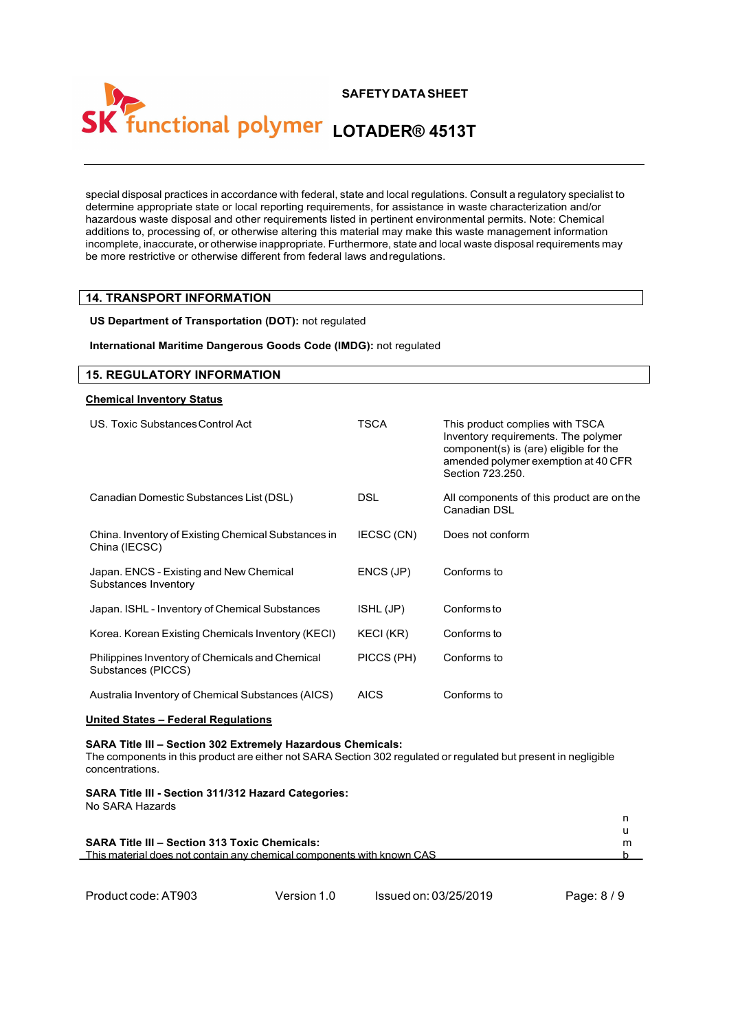special disposal practices in accordance with federal, state and local regulations. Consult a regulatory specialist to determine appropriate state or local reporting requirements, for assistance in waste characterization and/or hazardous waste disposal and other requirements listed in pertinent environmental permits. Note: Chemical additions to, processing of, or otherwise altering this material may make this waste management information incomplete, inaccurate, or otherwise inappropriate. Furthermore, state and local waste disposal requirements may be more restrictive or otherwise different from federal laws and regulations.

## 14. TRANSPORT INFORMATION

**US Department of Transportation (DOT):** not regulated

**International Maritime Dangerous Goods Code (IMDG):** not regulated

## 15. REGULATORY INFORMATION

**Chemical Inventory Status**

| | | |
|---|---|---|
| US. Toxic Substances Control Act | TSCA | This product complies with TSCA Inventory requirements. The polymer component(s) is (are) eligible for the amended polymer exemption at 40 CFR Section 723.250. |
| Canadian Domestic Substances List (DSL) | DSL | All components of this product are on the Canadian DSL |
| China. Inventory of Existing Chemical Substances in China (IECSC) | IECSC (CN) | Does not conform |
| Japan. ENCS - Existing and New Chemical Substances Inventory | ENCS (JP) | Conforms to |
| Japan. ISHL - Inventory of Chemical Substances | ISHL (JP) | Conforms to |
| Korea. Korean Existing Chemicals Inventory (KECI) | KECI (KR) | Conforms to |
| Philippines Inventory of Chemicals and Chemical Substances (PICCS) | PICCS (PH) | Conforms to |
| Australia Inventory of Chemical Substances (AICS) | AICS | Conforms to |

**United States – Federal Regulations**

**SARA Title III – Section 302 Extremely Hazardous Chemicals:**
The components in this product are either not SARA Section 302 regulated or regulated but present in negligible concentrations.

**SARA Title III - Section 311/312 Hazard Categories:**
No SARA Hazards

**SARA Title III – Section 313 Toxic Chemicals:**
This material does not contain any chemical components with known CAS numb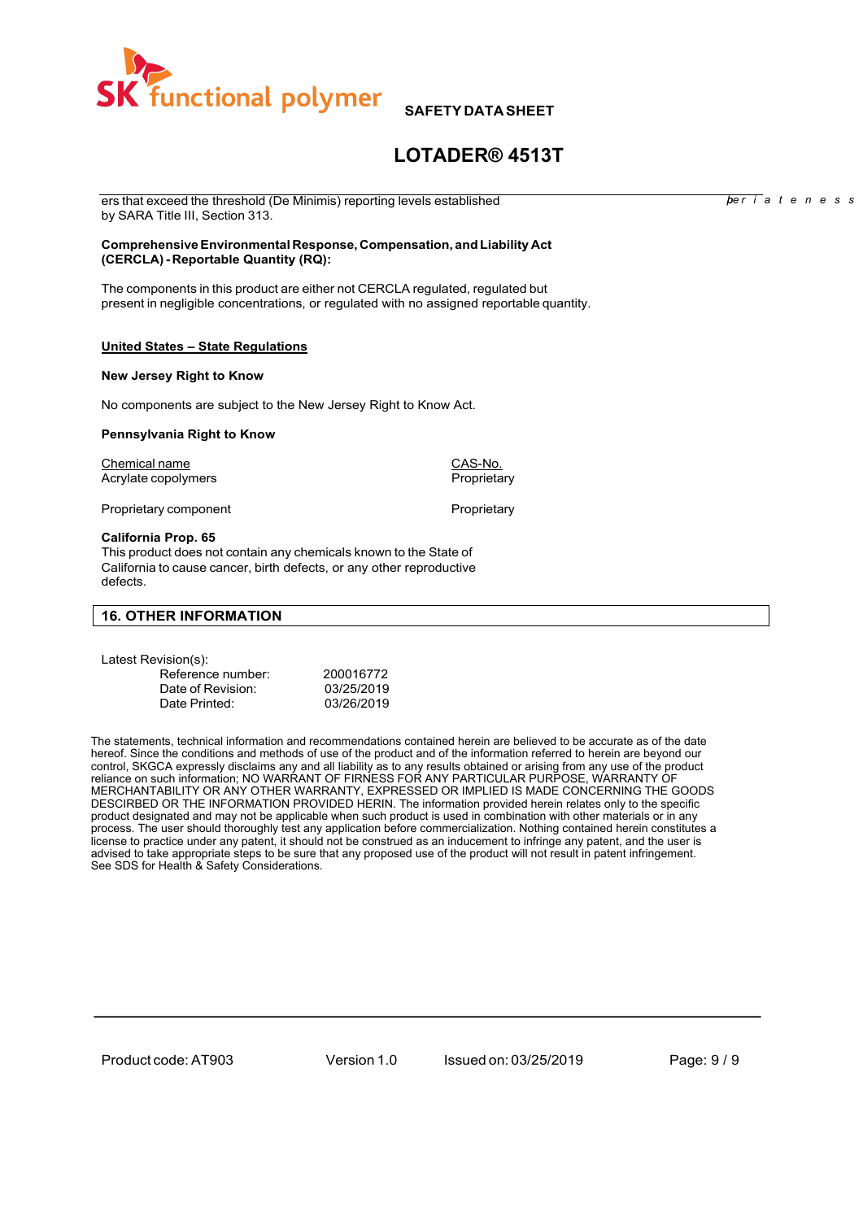ers that exceed the threshold (De Minimis) reporting levels established by SARA Title III, Section 313.

**Comprehensive Environmental Response, Compensation, and Liability Act (CERCLA) - Reportable Quantity (RQ):**

The components in this product are either not CERCLA regulated, regulated but present in negligible concentrations, or regulated with no assigned reportable quantity.

**United States – State Regulations**

**New Jersey Right to Know**

No components are subject to the New Jersey Right to Know Act.

**Pennsylvania Right to Know**

| Chemical name | CAS-No. |
| --- | --- |
| Acrylate copolymers | Proprietary |
| Proprietary component | Proprietary |

**California Prop. 65**
This product does not contain any chemicals known to the State of California to cause cancer, birth defects, or any other reproductive defects.

## 16. OTHER INFORMATION

Latest Revision(s):

| | |
| --- | --- |
| Reference number: | 200016772 |
| Date of Revision: | 03/25/2019 |
| Date Printed: | 03/26/2019 |

The statements, technical information and recommendations contained herein are believed to be accurate as of the date hereof. Since the conditions and methods of use of the product and of the information referred to herein are beyond our control, SKGCA expressly disclaims any and all liability as to any results obtained or arising from any use of the product reliance on such information; NO WARRANT OF FIRNESS FOR ANY PARTICULAR PURPOSE, WARRANTY OF MERCHANTABILITY OR ANY OTHER WARRANTY, EXPRESSED OR IMPLIED IS MADE CONCERNING THE GOODS DESCRIBED OR THE INFORMATION PROVIDED HERIN. The information provided herein relates only to the specific product designated and may not be applicable when such product is used in combination with other materials or in any process. The user should thoroughly test any application before commercialization. Nothing contained herein constitutes a license to practice under any patent, it should not be construed as an inducement to infringe any patent, and the user is advised to take appropriate steps to be sure that any proposed use of the product will not result in patent infringement. See SDS for Health & Safety Considerations.